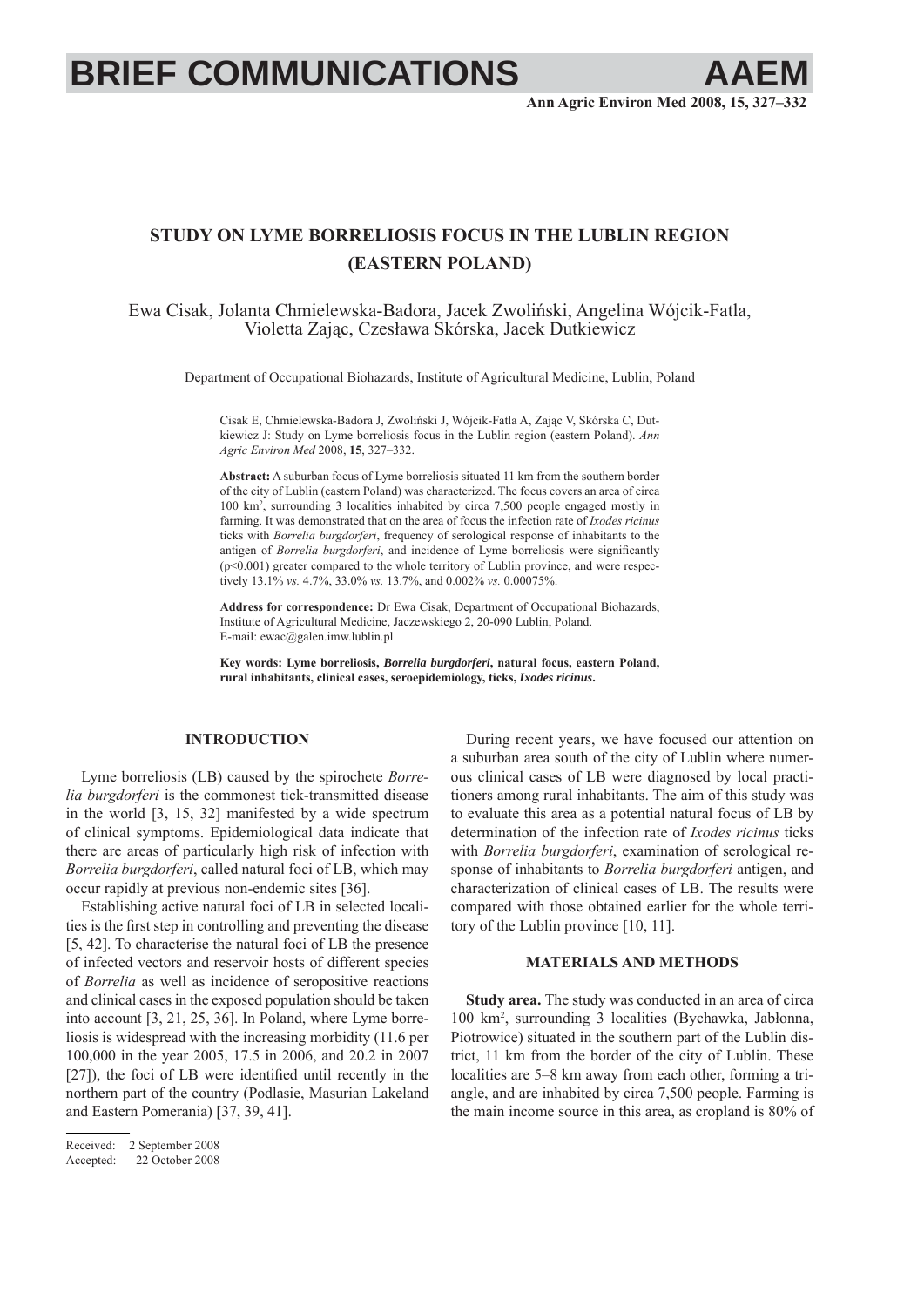BRIEF COMMUNICATIONS

# STUDY ON LYME BORRELIOSIS FOCUS IN THE LUBLIN REGION (EASTERN POLAND)

Ewa Cisak, Jolanta Chmielewska-Badora, Jacek Zwoliński, Angelina Wójcik-Fatla, Violetta Zając, Czesława Skórska, Jacek Dutkiewicz

Department of Occupational Biohazards, Institute of Agricultural Medicine, Lublin, Poland

Cisak E, Chmielewska-Badora J, Zwoliński J, Wójcik-Fatla A, Zając V, Skórska C, Dutkiewicz J: Study on Lyme borreliosis focus in the Lublin region (eastern Poland). *Ann Agric Environ Med* 2008, **15**, 327–332.

**Abstract:** A suburban focus of Lyme borreliosis situated 11 km from the southern border of the city of Lublin (eastern Poland) was characterized. The focus covers an area of circa 100 km$^2$, surrounding 3 localities inhabited by circa 7,500 people engaged mostly in farming. It was demonstrated that on the area of focus the infection rate of *Ixodes ricinus* ticks with *Borrelia burgdorferi*, frequency of serological response of inhabitants to the antigen of *Borrelia burgdorferi*, and incidence of Lyme borreliosis were significantly ($p<0.001$) greater compared to the whole territory of Lublin province, and were respectively 13.1% *vs.* 4.7%, 33.0% *vs.* 13.7%, and 0.002% *vs.* 0.00075%.

**Address for correspondence:** Dr Ewa Cisak, Department of Occupational Biohazards, Institute of Agricultural Medicine, Jaczewskiego 2, 20-090 Lublin, Poland. E-mail: ewac@galen.imw.lublin.pl

**Key words: Lyme borreliosis, *Borrelia burgdorferi*, natural focus, eastern Poland, rural inhabitants, clinical cases, seroepidemiology, ticks, *Ixodes ricinus*.**

## INTRODUCTION

Lyme borreliosis (LB) caused by the spirochete *Borrelia burgdorferi* is the commonest tick-transmitted disease in the world [3, 15, 32] manifested by a wide spectrum of clinical symptoms. Epidemiological data indicate that there are areas of particularly high risk of infection with *Borrelia burgdorferi*, called natural foci of LB, which may occur rapidly at previous non-endemic sites [36].

Establishing active natural foci of LB in selected localities is the first step in controlling and preventing the disease [5, 42]. To characterise the natural foci of LB the presence of infected vectors and reservoir hosts of different species of *Borrelia* as well as incidence of seropositive reactions and clinical cases in the exposed population should be taken into account [3, 21, 25, 36]. In Poland, where Lyme borreliosis is widespread with the increasing morbidity (11.6 per 100,000 in the year 2005, 17.5 in 2006, and 20.2 in 2007 [27]), the foci of LB were identified until recently in the northern part of the country (Podlasie, Masurian Lakeland and Eastern Pomerania) [37, 39, 41].

During recent years, we have focused our attention on a suburban area south of the city of Lublin where numerous clinical cases of LB were diagnosed by local practitioners among rural inhabitants. The aim of this study was to evaluate this area as a potential natural focus of LB by determination of the infection rate of *Ixodes ricinus* ticks with *Borrelia burgdorferi*, examination of serological response of inhabitants to *Borrelia burgdorferi* antigen, and characterization of clinical cases of LB. The results were compared with those obtained earlier for the whole territory of the Lublin province [10, 11].

## MATERIALS AND METHODS

**Study area.** The study was conducted in an area of circa 100 km$^2$, surrounding 3 localities (Bychawka, Jabłonna, Piotrowice) situated in the southern part of the Lublin district, 11 km from the border of the city of Lublin. These localities are 5–8 km away from each other, forming a triangle, and are inhabited by circa 7,500 people. Farming is the main income source in this area, as cropland is 80% of

Received: 2 September 2008
Accepted: 22 October 2008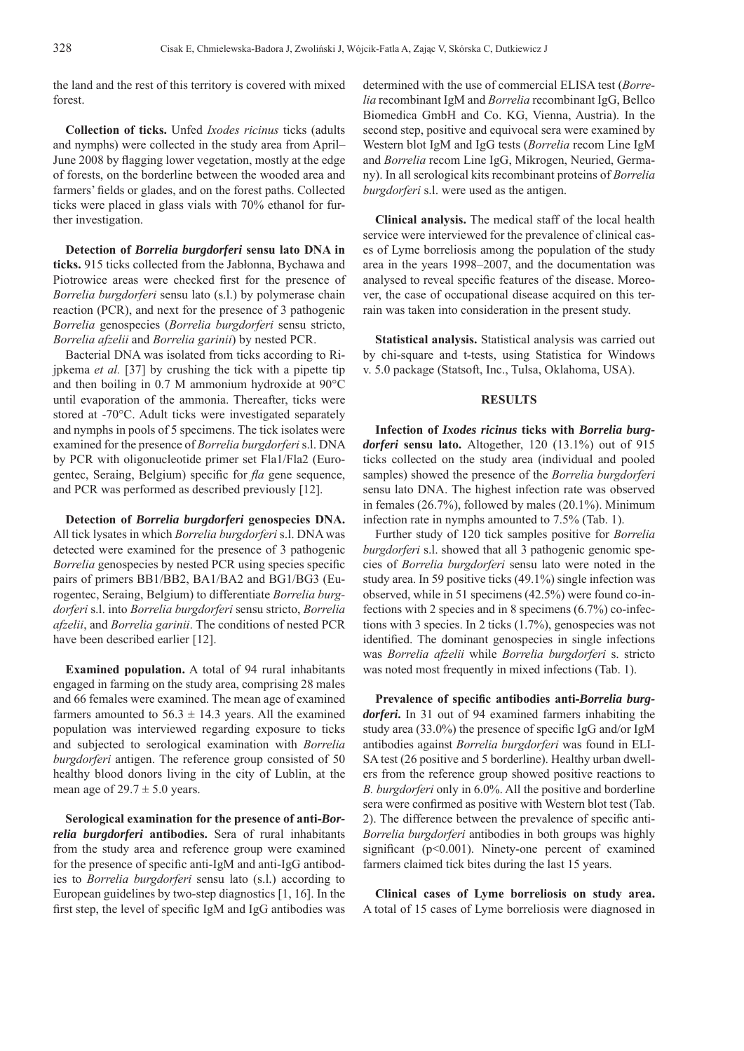the land and the rest of this territory is covered with mixed forest.

**Collection of ticks.** Unfed *Ixodes ricinus* ticks (adults and nymphs) were collected in the study area from April–June 2008 by flagging lower vegetation, mostly at the edge of forests, on the borderline between the wooded area and farmers' fields or glades, and on the forest paths. Collected ticks were placed in glass vials with 70% ethanol for further investigation.

**Detection of *Borrelia burgdorferi* sensu lato DNA in ticks.** 915 ticks collected from the Jabłonna, Bychawa and Piotrowice areas were checked first for the presence of *Borrelia burgdorferi* sensu lato (s.l.) by polymerase chain reaction (PCR), and next for the presence of 3 pathogenic *Borrelia* genospecies (*Borrelia burgdorferi* sensu stricto, *Borrelia afzelii* and *Borrelia garinii*) by nested PCR.

Bacterial DNA was isolated from ticks according to Rijpkema *et al.* [37] by crushing the tick with a pipette tip and then boiling in 0.7 M ammonium hydroxide at 90°C until evaporation of the ammonia. Thereafter, ticks were stored at -70°C. Adult ticks were investigated separately and nymphs in pools of 5 specimens. The tick isolates were examined for the presence of *Borrelia burgdorferi* s.l. DNA by PCR with oligonucleotide primer set Fla1/Fla2 (Eurogentec, Seraing, Belgium) specific for *fla* gene sequence, and PCR was performed as described previously [12].

**Detection of *Borrelia burgdorferi* genospecies DNA.** All tick lysates in which *Borrelia burgdorferi* s.l. DNA was detected were examined for the presence of 3 pathogenic *Borrelia* genospecies by nested PCR using species specific pairs of primers BB1/BB2, BA1/BA2 and BG1/BG3 (Eurogentec, Seraing, Belgium) to differentiate *Borrelia burgdorferi* s.l. into *Borrelia burgdorferi* sensu stricto, *Borrelia afzelii*, and *Borrelia garinii*. The conditions of nested PCR have been described earlier [12].

**Examined population.** A total of 94 rural inhabitants engaged in farming on the study area, comprising 28 males and 66 females were examined. The mean age of examined farmers amounted to 56.3 ± 14.3 years. All the examined population was interviewed regarding exposure to ticks and subjected to serological examination with *Borrelia burgdorferi* antigen. The reference group consisted of 50 healthy blood donors living in the city of Lublin, at the mean age of 29.7 ± 5.0 years.

**Serological examination for the presence of anti-*Borrelia burgdorferi* antibodies.** Sera of rural inhabitants from the study area and reference group were examined for the presence of specific anti-IgM and anti-IgG antibodies to *Borrelia burgdorferi* sensu lato (s.l.) according to European guidelines by two-step diagnostics [1, 16]. In the first step, the level of specific IgM and IgG antibodies was determined with the use of commercial ELISA test (*Borrelia* recombinant IgM and *Borrelia* recombinant IgG, Bellco Biomedica GmbH and Co. KG, Vienna, Austria). In the second step, positive and equivocal sera were examined by Western blot IgM and IgG tests (*Borrelia* recom Line IgM and *Borrelia* recom Line IgG, Mikrogen, Neuried, Germany). In all serological kits recombinant proteins of *Borrelia burgdorferi* s.l. were used as the antigen.

**Clinical analysis.** The medical staff of the local health service were interviewed for the prevalence of clinical cases of Lyme borreliosis among the population of the study area in the years 1998–2007, and the documentation was analysed to reveal specific features of the disease. Moreover, the case of occupational disease acquired on this terrain was taken into consideration in the present study.

**Statistical analysis.** Statistical analysis was carried out by chi-square and t-tests, using Statistica for Windows v. 5.0 package (Statsoft, Inc., Tulsa, Oklahoma, USA).

## RESULTS

**Infection of *Ixodes ricinus* ticks with *Borrelia burgdorferi* sensu lato.** Altogether, 120 (13.1%) out of 915 ticks collected on the study area (individual and pooled samples) showed the presence of the *Borrelia burgdorferi* sensu lato DNA. The highest infection rate was observed in females (26.7%), followed by males (20.1%). Minimum infection rate in nymphs amounted to 7.5% (Tab. 1).

Further study of 120 tick samples positive for *Borrelia burgdorferi* s.l. showed that all 3 pathogenic genomic species of *Borrelia burgdorferi* sensu lato were noted in the study area. In 59 positive ticks (49.1%) single infection was observed, while in 51 specimens (42.5%) were found co-infections with 2 species and in 8 specimens (6.7%) co-infections with 3 species. In 2 ticks (1.7%), genospecies was not identified. The dominant genospecies in single infections was *Borrelia afzelii* while *Borrelia burgdorferi* s. stricto was noted most frequently in mixed infections (Tab. 1).

**Prevalence of specific antibodies anti-*Borrelia burgdorferi*.** In 31 out of 94 examined farmers inhabiting the study area (33.0%) the presence of specific IgG and/or IgM antibodies against *Borrelia burgdorferi* was found in ELISA test (26 positive and 5 borderline). Healthy urban dwellers from the reference group showed positive reactions to *B. burgdorferi* only in 6.0%. All the positive and borderline sera were confirmed as positive with Western blot test (Tab. 2). The difference between the prevalence of specific anti-*Borrelia burgdorferi* antibodies in both groups was highly significant ($p<0.001$). Ninety-one percent of examined farmers claimed tick bites during the last 15 years.

**Clinical cases of Lyme borreliosis on study area.** A total of 15 cases of Lyme borreliosis were diagnosed in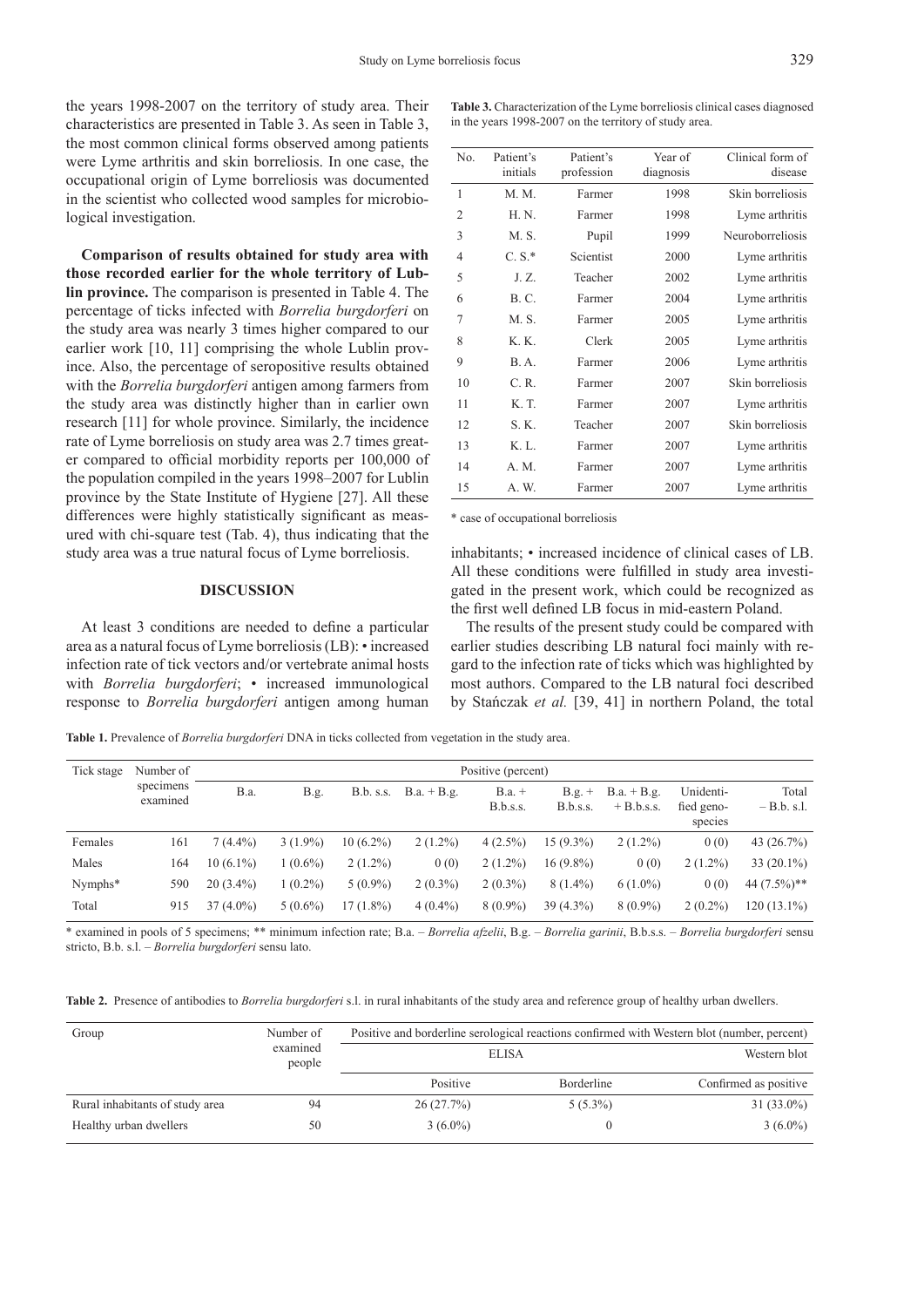the years 1998-2007 on the territory of study area. Their characteristics are presented in Table 3. As seen in Table 3, the most common clinical forms observed among patients were Lyme arthritis and skin borreliosis. In one case, the occupational origin of Lyme borreliosis was documented in the scientist who collected wood samples for microbiological investigation.

**Comparison of results obtained for study area with those recorded earlier for the whole territory of Lublin province.** The comparison is presented in Table 4. The percentage of ticks infected with *Borrelia burgdorferi* on the study area was nearly 3 times higher compared to our earlier work [10, 11] comprising the whole Lublin province. Also, the percentage of seropositive results obtained with the *Borrelia burgdorferi* antigen among farmers from the study area was distinctly higher than in earlier own research [11] for whole province. Similarly, the incidence rate of Lyme borreliosis on study area was 2.7 times greater compared to official morbidity reports per 100,000 of the population compiled in the years 1998–2007 for Lublin province by the State Institute of Hygiene [27]. All these differences were highly statistically significant as measured with chi-square test (Tab. 4), thus indicating that the study area was a true natural focus of Lyme borreliosis.

## DISCUSSION

At least 3 conditions are needed to define a particular area as a natural focus of Lyme borreliosis (LB): • increased infection rate of tick vectors and/or vertebrate animal hosts with *Borrelia burgdorferi*; • increased immunological response to *Borrelia burgdorferi* antigen among human inhabitants; • increased incidence of clinical cases of LB. All these conditions were fulfilled in study area investigated in the present work, which could be recognized as the first well defined LB focus in mid-eastern Poland.

The results of the present study could be compared with earlier studies describing LB natural foci mainly with regard to the infection rate of ticks which was highlighted by most authors. Compared to the LB natural foci described by Stańczak *et al.* [39, 41] in northern Poland, the total

**Table 3.** Characterization of the Lyme borreliosis clinical cases diagnosed in the years 1998-2007 on the territory of study area.

| No. | Patient's initials | Patient's profession | Year of diagnosis | Clinical form of disease |
|---|---|---|---|---|
| 1 | M. M. | Farmer | 1998 | Skin borreliosis |
| 2 | H. N. | Farmer | 1998 | Lyme arthritis |
| 3 | M. S. | Pupil | 1999 | Neuroborreliosis |
| 4 | C. S.* | Scientist | 2000 | Lyme arthritis |
| 5 | J. Z. | Teacher | 2002 | Lyme arthritis |
| 6 | B. C. | Farmer | 2004 | Lyme arthritis |
| 7 | M. S. | Farmer | 2005 | Lyme arthritis |
| 8 | K. K. | Clerk | 2005 | Lyme arthritis |
| 9 | B. A. | Farmer | 2006 | Lyme arthritis |
| 10 | C. R. | Farmer | 2007 | Skin borreliosis |
| 11 | K. T. | Farmer | 2007 | Lyme arthritis |
| 12 | S. K. | Teacher | 2007 | Skin borreliosis |
| 13 | K. L. | Farmer | 2007 | Lyme arthritis |
| 14 | A. M. | Farmer | 2007 | Lyme arthritis |
| 15 | A. W. | Farmer | 2007 | Lyme arthritis |

\* case of occupational borreliosis

**Table 1.** Prevalence of *Borrelia burgdorferi* DNA in ticks collected from vegetation in the study area.

| Tick stage | Number of specimens examined | Positive (percent) | | | | | | | | |
|---|---|---|---|---|---|---|---|---|---|---|
| | | B.a. | B.g. | B.b. s.s. | B.a. + B.g. | B.a. + B.b.s.s. | B.g. + B.b.s.s. | B.a. + B.g. + B.b.s.s. | Unidentified genospecies | Total – B.b. s.l. |
| Females | 161 | 7 (4.4%) | 3 (1.9%) | 10 (6.2%) | 2 (1.2%) | 4 (2.5%) | 15 (9.3%) | 2 (1.2%) | 0 (0) | 43 (26.7%) |
| Males | 164 | 10 (6.1%) | 1 (0.6%) | 2 (1.2%) | 0 (0) | 2 (1.2%) | 16 (9.8%) | 0 (0) | 2 (1.2%) | 33 (20.1%) |
| Nymphs* | 590 | 20 (3.4%) | 1 (0.2%) | 5 (0.9%) | 2 (0.3%) | 2 (0.3%) | 8 (1.4%) | 6 (1.0%) | 0 (0) | 44 (7.5%)** |
| Total | 915 | 37 (4.0%) | 5 (0.6%) | 17 (1.8%) | 4 (0.4%) | 8 (0.9%) | 39 (4.3%) | 8 (0.9%) | 2 (0.2%) | 120 (13.1%) |

\* examined in pools of 5 specimens; ** minimum infection rate; B.a. – *Borrelia afzelii*, B.g. – *Borrelia garinii*, B.b.s.s. – *Borrelia burgdorferi* sensu stricto, B.b. s.l. – *Borrelia burgdorferi* sensu lato.

**Table 2.** Presence of antibodies to *Borrelia burgdorferi* s.l. in rural inhabitants of the study area and reference group of healthy urban dwellers.

| Group | Number of examined people | Positive and borderline serological reactions confirmed with Western blot (number, percent) | | |
|---|---|---|---|---|
| | | ELISA | | Western blot |
| | | Positive | Borderline | Confirmed as positive |
| Rural inhabitants of study area | 94 | 26 (27.7%) | 5 (5.3%) | 31 (33.0%) |
| Healthy urban dwellers | 50 | 3 (6.0%) | 0 | 3 (6.0%) |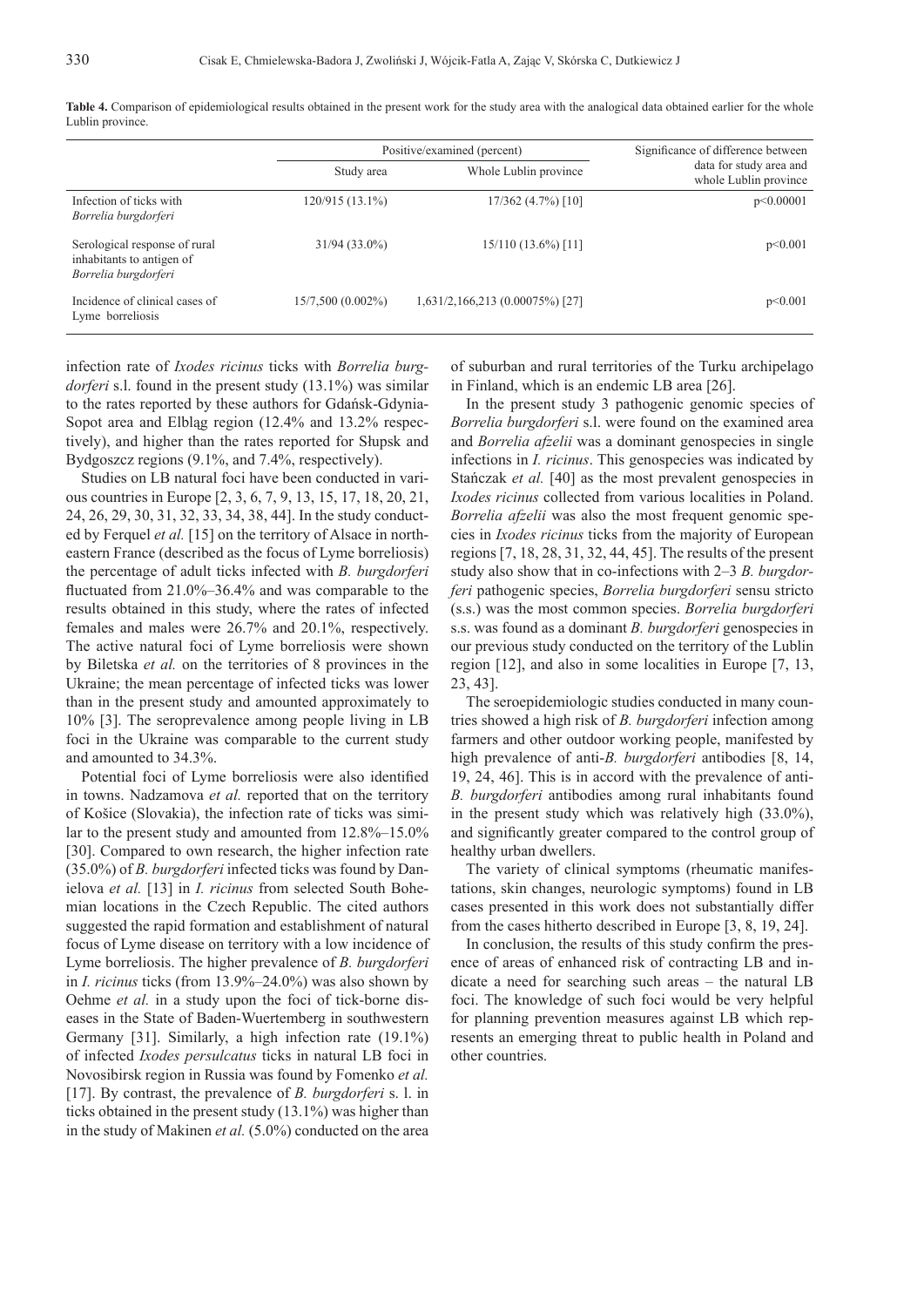**Table 4.** Comparison of epidemiological results obtained in the present work for the study area with the analogical data obtained earlier for the whole Lublin province.

| | Positive/examined (percent) | | Significance of difference between data for study area and whole Lublin province |
|---|---|---|---|
| | Study area | Whole Lublin province | |
| Infection of ticks with *Borrelia burgdorferi* | 120/915 (13.1%) | 17/362 (4.7%) [10] | $p<0.00001$ |
| Serological response of rural inhabitants to antigen of *Borrelia burgdorferi* | 31/94 (33.0%) | 15/110 (13.6%) [11] | $p<0.001$ |
| Incidence of clinical cases of Lyme borreliosis | 15/7,500 (0.002%) | 1,631/2,166,213 (0.00075%) [27] | $p<0.001$ |

infection rate of *Ixodes ricinus* ticks with *Borrelia burgdorferi* s.l. found in the present study (13.1%) was similar to the rates reported by these authors for Gdańsk-Gdynia-Sopot area and Elbląg region (12.4% and 13.2% respectively), and higher than the rates reported for Słupsk and Bydgoszcz regions (9.1%, and 7.4%, respectively).

Studies on LB natural foci have been conducted in various countries in Europe [2, 3, 6, 7, 9, 13, 15, 17, 18, 20, 21, 24, 26, 29, 30, 31, 32, 33, 34, 38, 44]. In the study conducted by Ferquel *et al.* [15] on the territory of Alsace in north-eastern France (described as the focus of Lyme borreliosis) the percentage of adult ticks infected with *B. burgdorferi* fluctuated from 21.0%–36.4% and was comparable to the results obtained in this study, where the rates of infected females and males were 26.7% and 20.1%, respectively. The active natural foci of Lyme borreliosis were shown by Biletska *et al.* on the territories of 8 provinces in the Ukraine; the mean percentage of infected ticks was lower than in the present study and amounted approximately to 10% [3]. The seroprevalence among people living in LB foci in the Ukraine was comparable to the current study and amounted to 34.3%.

Potential foci of Lyme borreliosis were also identified in towns. Nadzamova *et al.* reported that on the territory of Košice (Slovakia), the infection rate of ticks was similar to the present study and amounted from 12.8%–15.0% [30]. Compared to own research, the higher infection rate (35.0%) of *B. burgdorferi* infected ticks was found by Danielova *et al.* [13] in *I. ricinus* from selected South Bohemian locations in the Czech Republic. The cited authors suggested the rapid formation and establishment of natural focus of Lyme disease on territory with a low incidence of Lyme borreliosis. The higher prevalence of *B. burgdorferi* in *I. ricinus* ticks (from 13.9%–24.0%) was also shown by Oehme *et al.* in a study upon the foci of tick-borne diseases in the State of Baden-Wuertemberg in southwestern Germany [31]. Similarly, a high infection rate (19.1%) of infected *Ixodes persulcatus* ticks in natural LB foci in Novosibirsk region in Russia was found by Fomenko *et al.* [17]. By contrast, the prevalence of *B. burgdorferi* s. l. in ticks obtained in the present study (13.1%) was higher than in the study of Makinen *et al.* (5.0%) conducted on the area of suburban and rural territories of the Turku archipelago in Finland, which is an endemic LB area [26].

In the present study 3 pathogenic genomic species of *Borrelia burgdorferi* s.l. were found on the examined area and *Borrelia afzelii* was a dominant genospecies in single infections in *I. ricinus*. This genospecies was indicated by Stańczak *et al.* [40] as the most prevalent genospecies in *Ixodes ricinus* collected from various localities in Poland. *Borrelia afzelii* was also the most frequent genomic species in *Ixodes ricinus* ticks from the majority of European regions [7, 18, 28, 31, 32, 44, 45]. The results of the present study also show that in co-infections with 2–3 *B. burgdorferi* pathogenic species, *Borrelia burgdorferi* sensu stricto (s.s.) was the most common species. *Borrelia burgdorferi* s.s. was found as a dominant *B. burgdorferi* genospecies in our previous study conducted on the territory of the Lublin region [12], and also in some localities in Europe [7, 13, 23, 43].

The seroepidemiologic studies conducted in many countries showed a high risk of *B. burgdorferi* infection among farmers and other outdoor working people, manifested by high prevalence of anti-*B. burgdorferi* antibodies [8, 14, 19, 24, 46]. This is in accord with the prevalence of anti-*B. burgdorferi* antibodies among rural inhabitants found in the present study which was relatively high (33.0%), and significantly greater compared to the control group of healthy urban dwellers.

The variety of clinical symptoms (rheumatic manifestations, skin changes, neurologic symptoms) found in LB cases presented in this work does not substantially differ from the cases hitherto described in Europe [3, 8, 19, 24].

In conclusion, the results of this study confirm the presence of areas of enhanced risk of contracting LB and indicate a need for searching such areas – the natural LB foci. The knowledge of such foci would be very helpful for planning prevention measures against LB which represents an emerging threat to public health in Poland and other countries.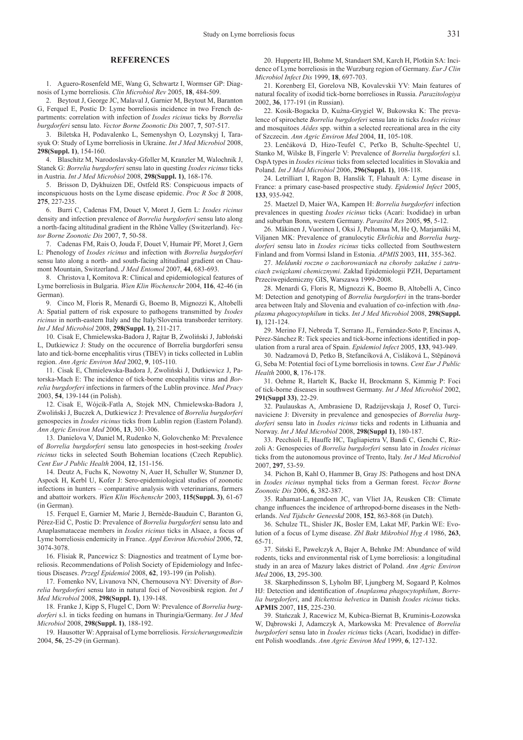## REFERENCES

1. Aguero-Rosenfeld ME, Wang G, Schwartz I, Wormser GP: Diagnosis of Lyme borreliosis. *Clin Microbiol Rev* 2005, **18**, 484-509.

2. Beytout J, George JC, Malaval J, Garnier M, Beytout M, Baranton G, Ferquel E, Postic D: Lyme borreliosis incidence in two French departments: correlation with infection of *Ixodes ricinus* ticks by *Borrelia burgdorferi* sensu lato. *Vector Borne Zoonotic Dis* 2007, **7**, 507-517.

3. Biletska H, Podavalenko L, Semenyshyn O, Lozynskyj I, Tarasyuk O: Study of Lyme borreliosis in Ukraine. *Int J Med Microbiol* 2008, **298(Suppl. 1)**, 154-160.

4. Blaschitz M, Narodoslavsky-Gfoller M, Kranzler M, Walochnik J, Stanek G: *Borrelia burgdorferi* sensu lato in questing *Ixodes ricinus* ticks in Austria. *Int J Med Microbiol* 2008, **298(Suppl. 1)**, 168-176.

5. Brisson D, Dykhuizen DE, Ostfeld RS: Conspicuous impacts of inconspicuous hosts on the Lyme disease epidemic. *Proc R Soc B* 2008, **275**, 227-235.

6. Burri C, Cadenas FM, Douet V, Moret J, Gern L: *Ixodes ricinus* density and infection prevalence of *Borrelia burgdorferi* sensu lato along a north-facing altitudinal gradient in the Rhône Valley (Switzerland). *Vector Borne Zoonotic Dis* 2007, **7**, 50-58.

7. Cadenas FM, Rais O, Jouda F, Douet V, Humair PF, Moret J, Gern L: Phenology of *Ixodes ricinus* and infection with *Borrelia burgdorferi* sensu lato along a north- and south-facing altitudinal gradient on Chaumont Mountain, Switzerland. *J Med Entomol* 2007, **44**, 683-693.

8. Christova I, Komitova R: Clinical and epidemiological features of Lyme borreliosis in Bulgaria. *Wien Klin Wochenschr* 2004, **116**, 42-46 (in German).

9. Cinco M, Floris R, Menardi G, Boemo B, Mignozzi K, Altobelli A: Spatial pattern of risk exposure to pathogens transmitted by *Ixodes ricinus* in north-eastern Italy and the Italy/Slovenia transborder territory. *Int J Med Microbiol* 2008, **298(Suppl. 1)**, 211-217.

10. Cisak E, Chmielewska-Badora J, Rajtar B, Zwoliński J, Jabłoński L, Dutkiewicz J: Study on the occurence of Borrelia burgdorferi sensu lato and tick-borne encephalitis virus (TBEV) in ticks collected in Lublin region. *Ann Agric Environ Med* 2002, **9**, 105-110.

11. Cisak E, Chmielewska-Badora J, Zwoliński J, Dutkiewicz J, Patorska-Mach E: The incidence of tick-borne encephalitis virus and *Borrelia burgdorferi* infections in farmers of the Lublin province. *Med Pracy* 2003, **54**, 139-144 (in Polish).

12. Cisak E, Wójcik-Fatla A, Stojek MN, Chmielewska-Badora J, Zwoliński J, Buczek A, Dutkiewicz J: Prevalence of *Borrelia burgdorferi* genospecies in *Ixodes ricinus* ticks from Lublin region (Eastern Poland). *Ann Agric Environ Med* 2006, **13**, 301-306.

13. Danielova V, Daniel M, Rudenko N, Golovchenko M: Prevalence of *Borrelia burgdorferi* sensu lato genospecies in host-seeking *Ixodes ricinus* ticks in selected South Bohemian locations (Czech Republic). *Cent Eur J Public Health* 2004, **12**, 151-156.

14. Deutz A, Fuchs K, Nowotny N, Auer H, Schuller W, Stunzner D, Aspock H, Kerbl U, Kofer J: Sero-epidemiological studies of zoonotic infections in hunters – comparative analysis with veterinarians, farmers and abattoir workers. *Wien Klin Wochenschr* 2003, **115(Suppl. 3)**, 61-67 (in German).

15. Ferquel E, Garnier M, Marie J, Bernède-Bauduin C, Baranton G, Pérez-Eid C, Postic D: Prevalence of *Borrelia burgdorferi* sensu lato and Anaplasmataceae members in *Ixodes ricinus* ticks in Alsace, a focus of Lyme borreliosis endemicity in France. *Appl Environ Microbiol* 2006, **72**, 3074-3078.

16. Flisiak R, Pancewicz S: Diagnostics and treatment of Lyme borreliosis. Recommendations of Polish Society of Epidemiology and Infectious Diseases. *Przegl Epidemiol* 2008, **62**, 193-199 (in Polish).

17. Fomenko NV, Livanova NN, Chernousova NY: Diversity of *Borrelia burgdorferi* sensu lato in natural foci of Novosibirsk region. *Int J Med Microbiol* 2008, **298(Suppl. 1)**, 139-148.

18. Franke J, Kipp S, Flugel C, Dorn W: Prevalence of *Borrelia burgdorferi* s.l. in ticks feeding on humans in Thuringia/Germany. *Int J Med Microbiol* 2008, **298(Suppl. 1)**, 188-192.

19. Hausotter W: Appraisal of Lyme borreliosis. *Versicherungsmedizin* 2004, **56**, 25-29 (in German).

20. Huppertz HI, Bohme M, Standaert SM, Karch H, Plotkin SA: Incidence of Lyme borreliosis in the Wurzburg region of Germany. *Eur J Clin Microbiol Infect Dis* 1999, **18**, 697-703.

21. Korenberg EI, Gorelova NB, Kovalevskii YV: Main features of natural focality of ixodid tick-borne borrelioses in Russia. *Parazitologiya* 2002, **36**, 177-191 (in Russian).

22. Kosik-Bogacka D, Kuźna-Grygiel W, Bukowska K: The prevalence of spirochete *Borrelia burgdorferi* sensu lato in ticks *Ixodes ricinus* and mosquitoes *Aëdes* spp. within a selected recreational area in the city of Szczecin. *Ann Agric Environ Med* 2004, **11**, 105-108.

23. Lenčáková D, Hizo-Teufel C, Peťko B, Schulte-Spechtel U, Stanko M, Wilske B, Fingerle V: Prevalence of *Borrelia burgdorferi* s.l. OspA types in *Ixodes ricinus* ticks from selected localities in Slovakia and Poland. *Int J Med Microbiol* 2006, **296(Suppl. 1)**, 108-118.

24. Letrilliart I, Ragon B, Hanslik T, Flahault A: Lyme disease in France: a primary case-based prospective study. *Epidemiol Infect* 2005, **133**, 935-942.

25. Maetzel D, Maier WA, Kampen H: *Borrelia burgdorferi* infection prevalences in questing *Ixodes ricinus* ticks (Acari: Ixodidae) in urban and suburban Bonn, western Germany. *Parasitol Res* 2005, **95**, 5-12.

26. Mäkinen J, Vuorinen I, Oksi J, Peltomaa M, He Q, Marjamäki M, Viljanen MK: Prevalence of granulocytic *Ehrlichia* and *Borrelia burgdorferi* sensu lato in *Ixodes ricinus* ticks collected from Southwestern Finland and from Vormsi Island in Estonia. *APMIS* 2003, **111**, 355-362.

27. *Meldunki roczne o zachorowaniach na choroby zakaźne i zatruciach związkami chemicznymi*. Zakład Epidemiologii PZH, Departament Przeciwepidemiczny GIS, Warszawa 1999-2008.

28. Menardi G, Floris R, Mignozzi K, Boemo B, Altobelli A, Cinco M: Detection and genotyping of *Borrelia burgdorferi* in the trans-border area between Italy and Slovenia and evaluation of co-infection with *Anaplasma phagocytophilum* in ticks. *Int J Med Microbiol* 2008, **298(Suppl. 1)**, 121-124.

29. Merino FJ, Nebreda T, Serrano JL, Fernández-Soto P, Encinas A, Pérez-Sánchez R: Tick species and tick-borne infections identified in population from a rural area of Spain. *Epidemiol Infect* 2005, **133**, 943-949.

30. Nadzamová D, Petko B, Stefancíková A, Cisláková L, Stěpánová G, Seba M: Potential foci of Lyme borreliosis in towns. *Cent Eur J Public Health* 2000, **8**, 176-178.

31. Oehme R, Hartelt K, Backe H, Brockmann S, Kimmig P: Foci of tick-borne diseases in southwest Germany. *Int J Med Microbiol* 2002, **291(Suppl 33)**, 22-29.

32. Paulauskas A, Ambrasiene D, Radzijevskaja J, Rosef O, Turcinaviciene J: Diversity in prevalence and genospecies of *Borrelia burgdorferi* sensu lato in *Ixodes ricinus* ticks and rodents in Lithuania and Norway. *Int J Med Microbiol* 2008, **298(Suppl 1)**, 180-187.

33. Pecchioli E, Hauffe HC, Tagliapietra V, Bandi C, Genchi C, Rizzoli A: Genospecies of *Borrelia burgdorferi* sensu lato in *Ixodes ricinus* ticks from the autonomous province of Trento, Italy. *Int J Med Microbiol* 2007, **297**, 53-59.

34. Pichon B, Kahl O, Hammer B, Gray JS: Pathogens and host DNA in *Ixodes ricinus* nymphal ticks from a German forest. *Vector Borne Zoonotic Dis* 2006, **6**, 382-387.

35. Rahamat-Langendoen JC, van Vliet JA, Reusken CB: Climate change influences the incidence of arthropod-borne diseases in the Netherlands. *Ned Tijdschr Geneeskd* 2008, **152**, 863-868 (in Dutch).

36. Schulze TL, Shisler JK, Bosler EM, Lakat MF, Parkin WE: Evolution of a focus of Lyme disease. *Zbl Bakt Mikrobiol Hyg A* 1986, **263**, 65-71.

37. Siński E, Pawełczyk A, Bajer A, Behnke JM: Abundance of wild rodents, ticks and environmental risk of Lyme borreliosis: a longitudinal study in an area of Mazury lakes district of Poland. *Ann Agric Environ Med* 2006, **13**, 295-300.

38. Skarphedinsson S, Lyholm BF, Ljungberg M, Sogaard P, Kolmos HJ: Detection and identification of *Anaplasma phagocytophilum*, *Borrelia burgdorferi*, and *Rickettsia helvetica* in Danish *Ixodes ricinus* ticks. **APMIS** 2007, **115**, 225-230.

39. Stańczak J, Racewicz M, Kubica-Biernat B, Kruminis-Łozowska W, Dąbrowski J, Adamczyk A, Markowska M: Prevalence of *Borrelia burgdorferi* sensu lato in *Ixodes ricinus* ticks (Acari, Ixodidae) in different Polish woodlands. *Ann Agric Environ Med* 1999, **6**, 127-132.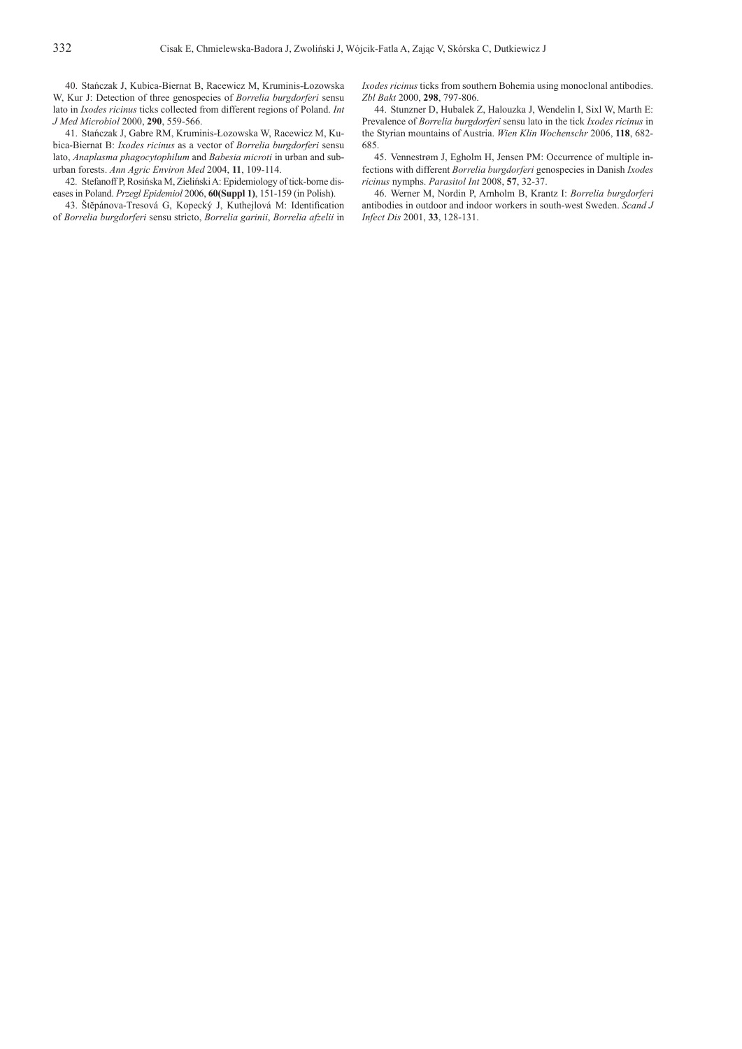40. Stańczak J, Kubica-Biernat B, Racewicz M, Kruminis-Łozowska W, Kur J: Detection of three genospecies of *Borrelia burgdorferi* sensu lato in *Ixodes ricinus* ticks collected from different regions of Poland. *Int J Med Microbiol* 2000, **290**, 559-566.

41. Stańczak J, Gabre RM, Kruminis-Łozowska W, Racewicz M, Kubica-Biernat B: *Ixodes ricinus* as a vector of *Borrelia burgdorferi* sensu lato, *Anaplasma phagocytophilum* and *Babesia microti* in urban and suburban forests. *Ann Agric Environ Med* 2004, **11**, 109-114.

42. Stefanoff P, Rosińska M, Zieliński A: Epidemiology of tick-borne diseases in Poland. *Przegl Epidemiol* 2006, **60(Suppl 1)**, 151-159 (in Polish).

43. Štěpánova-Tresová G, Kopecký J, Kuthejlová M: Identification of *Borrelia burgdorferi* sensu stricto, *Borrelia garinii*, *Borrelia afzelii* in *Ixodes ricinus* ticks from southern Bohemia using monoclonal antibodies. *Zbl Bakt* 2000, **298**, 797-806.

44. Stunzner D, Hubalek Z, Halouzka J, Wendelin I, Sixl W, Marth E: Prevalence of *Borrelia burgdorferi* sensu lato in the tick *Ixodes ricinus* in the Styrian mountains of Austria. *Wien Klin Wochenschr* 2006, **118**, 682-685.

45. Vennestrøm J, Egholm H, Jensen PM: Occurrence of multiple infections with different *Borrelia burgdorferi* genospecies in Danish *Ixodes ricinus* nymphs. *Parasitol Int* 2008, **57**, 32-37.

46. Werner M, Nordin P, Arnholm B, Krantz I: *Borrelia burgdorferi* antibodies in outdoor and indoor workers in south-west Sweden. *Scand J Infect Dis* 2001, **33**, 128-131.